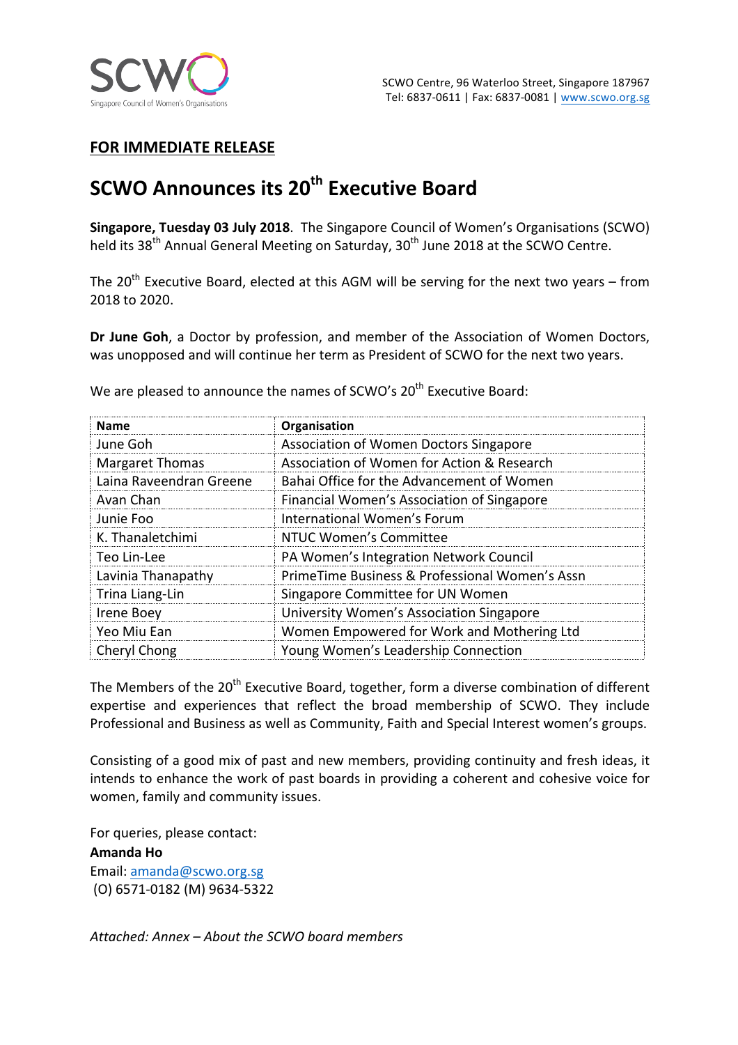SCWO Centre, 96 Waterloo Street, Singapore 187967
Tel: 6837-0611 | Fax: 6837-0081 | www.scwo.org.sg

**FOR IMMEDIATE RELEASE**

# SCWO Announces its 20th Executive Board

**Singapore, Tuesday 03 July 2018**. The Singapore Council of Women's Organisations (SCWO) held its 38th Annual General Meeting on Saturday, 30th June 2018 at the SCWO Centre.

The 20th Executive Board, elected at this AGM will be serving for the next two years – from 2018 to 2020.

**Dr June Goh**, a Doctor by profession, and member of the Association of Women Doctors, was unopposed and will continue her term as President of SCWO for the next two years.

We are pleased to announce the names of SCWO's 20th Executive Board:

| Name | Organisation |
|---|---|
| June Goh | Association of Women Doctors Singapore |
| Margaret Thomas | Association of Women for Action & Research |
| Laina Raveendran Greene | Bahai Office for the Advancement of Women |
| Avan Chan | Financial Women's Association of Singapore |
| Junie Foo | International Women's Forum |
| K. Thanaletchimi | NTUC Women's Committee |
| Teo Lin-Lee | PA Women's Integration Network Council |
| Lavinia Thanapathy | PrimeTime Business & Professional Women's Assn |
| Trina Liang-Lin | Singapore Committee for UN Women |
| Irene Boey | University Women's Association Singapore |
| Yeo Miu Ean | Women Empowered for Work and Mothering Ltd |
| Cheryl Chong | Young Women's Leadership Connection |

The Members of the 20th Executive Board, together, form a diverse combination of different expertise and experiences that reflect the broad membership of SCWO. They include Professional and Business as well as Community, Faith and Special Interest women's groups.

Consisting of a good mix of past and new members, providing continuity and fresh ideas, it intends to enhance the work of past boards in providing a coherent and cohesive voice for women, family and community issues.

For queries, please contact:
**Amanda Ho**
Email: amanda@scwo.org.sg
(O) 6571-0182 (M) 9634-5322

*Attached: Annex – About the SCWO board members*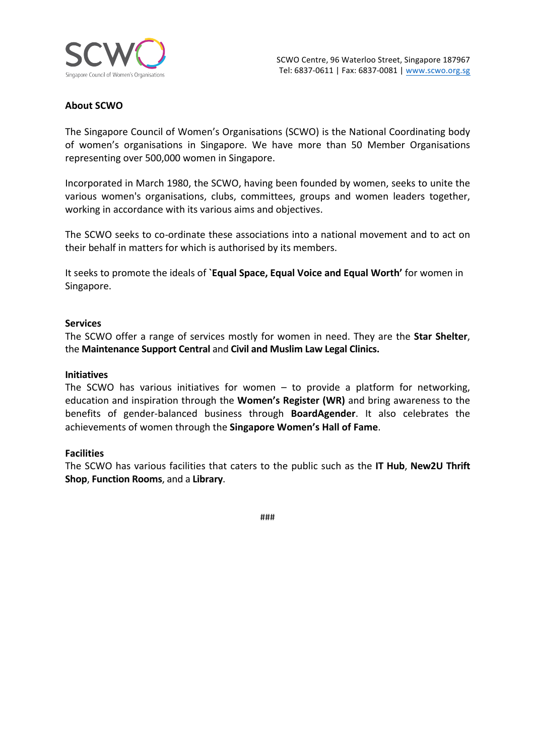SCWO Centre, 96 Waterloo Street, Singapore 187967
Tel: 6837-0611 | Fax: 6837-0081 | www.scwo.org.sg

**About SCWO**

The Singapore Council of Women's Organisations (SCWO) is the National Coordinating body of women's organisations in Singapore. We have more than 50 Member Organisations representing over 500,000 women in Singapore.

Incorporated in March 1980, the SCWO, having been founded by women, seeks to unite the various women's organisations, clubs, committees, groups and women leaders together, working in accordance with its various aims and objectives.

The SCWO seeks to co-ordinate these associations into a national movement and to act on their behalf in matters for which is authorised by its members.

It seeks to promote the ideals of **`Equal Space, Equal Voice and Equal Worth'** for women in Singapore.

**Services**
The SCWO offer a range of services mostly for women in need. They are the **Star Shelter**, the **Maintenance Support Central** and **Civil and Muslim Law Legal Clinics.**

**Initiatives**
The SCWO has various initiatives for women – to provide a platform for networking, education and inspiration through the **Women's Register (WR)** and bring awareness to the benefits of gender-balanced business through **BoardAgender**. It also celebrates the achievements of women through the **Singapore Women's Hall of Fame**.

**Facilities**
The SCWO has various facilities that caters to the public such as the **IT Hub**, **New2U Thrift Shop**, **Function Rooms**, and a **Library**.

###